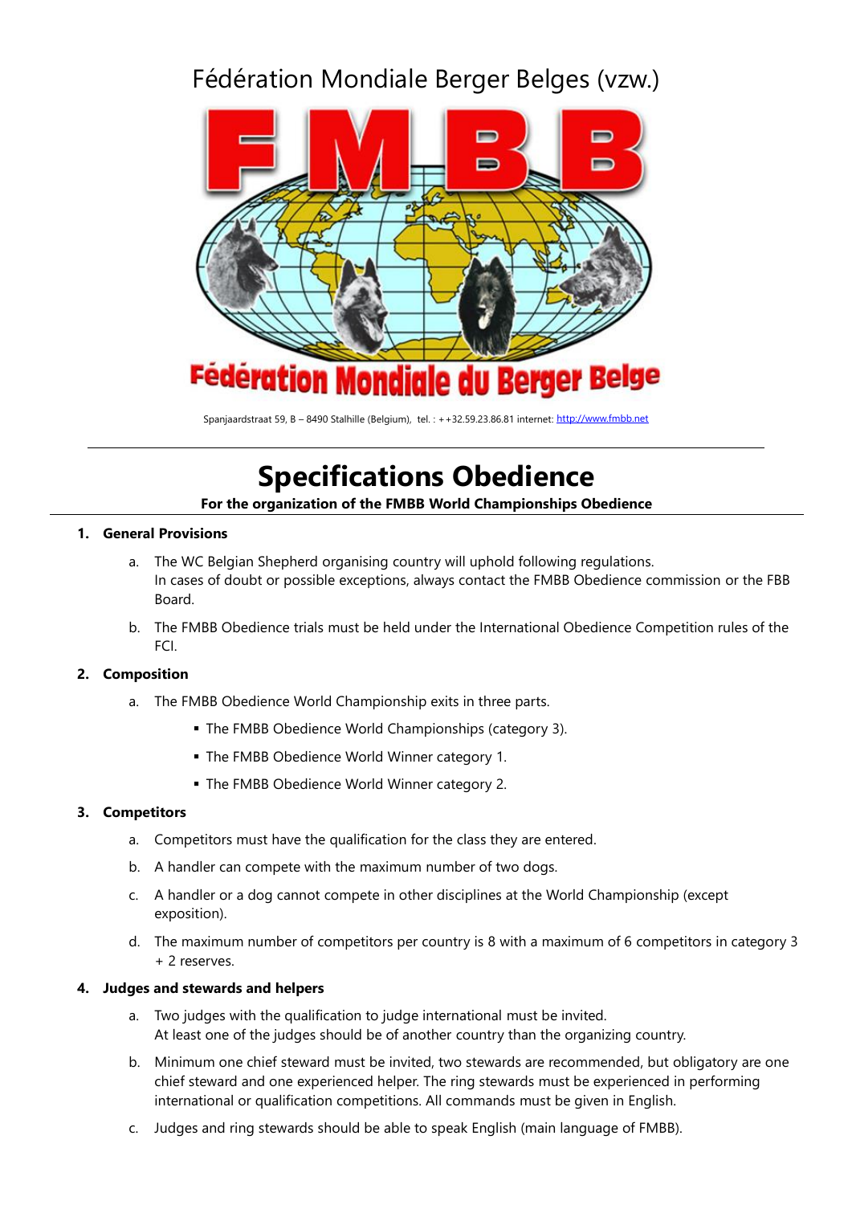Fédération Mondiale Berger Belges (vzw.)

Fédération Mondiale du Berger Belge

Spanjaardstraat 59, B – 8490 Stalhille (Belgium), tel. : ++32.59.23.86.81 internet: http://www.fmbb.net

# Specifications Obedience

**For the organization of the FMBB World Championships Obedience**

1. **General Provisions**
   a. The WC Belgian Shepherd organising country will uphold following regulations.
      In cases of doubt or possible exceptions, always contact the FMBB Obedience commission or the FBB Board.
   b. The FMBB Obedience trials must be held under the International Obedience Competition rules of the FCI.

2. **Composition**
   a. The FMBB Obedience World Championship exits in three parts.
      - The FMBB Obedience World Championships (category 3).
      - The FMBB Obedience World Winner category 1.
      - The FMBB Obedience World Winner category 2.

3. **Competitors**
   a. Competitors must have the qualification for the class they are entered.
   b. A handler can compete with the maximum number of two dogs.
   c. A handler or a dog cannot compete in other disciplines at the World Championship (except exposition).
   d. The maximum number of competitors per country is 8 with a maximum of 6 competitors in category 3 + 2 reserves.

4. **Judges and stewards and helpers**
   a. Two judges with the qualification to judge international must be invited.
      At least one of the judges should be of another country than the organizing country.
   b. Minimum one chief steward must be invited, two stewards are recommended, but obligatory are one chief steward and one experienced helper. The ring stewards must be experienced in performing international or qualification competitions. All commands must be given in English.
   c. Judges and ring stewards should be able to speak English (main language of FMBB).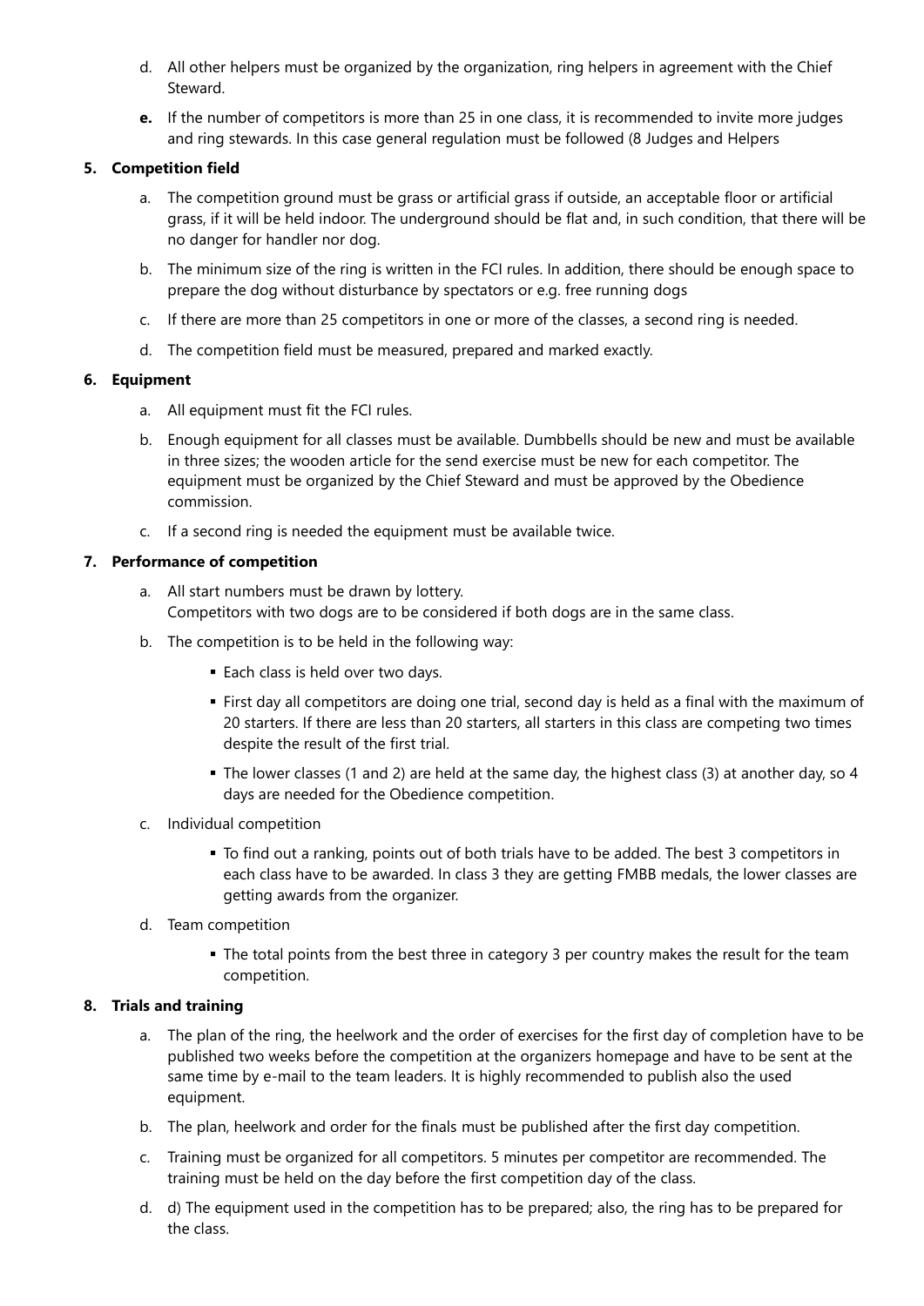d. All other helpers must be organized by the organization, ring helpers in agreement with the Chief Steward.

**e.** If the number of competitors is more than 25 in one class, it is recommended to invite more judges and ring stewards. In this case general regulation must be followed (8 Judges and Helpers

**5. Competition field**

a. The competition ground must be grass or artificial grass if outside, an acceptable floor or artificial grass, if it will be held indoor. The underground should be flat and, in such condition, that there will be no danger for handler nor dog.

b. The minimum size of the ring is written in the FCI rules. In addition, there should be enough space to prepare the dog without disturbance by spectators or e.g. free running dogs

c. If there are more than 25 competitors in one or more of the classes, a second ring is needed.

d. The competition field must be measured, prepared and marked exactly.

**6. Equipment**

a. All equipment must fit the FCI rules.

b. Enough equipment for all classes must be available. Dumbbells should be new and must be available in three sizes; the wooden article for the send exercise must be new for each competitor. The equipment must be organized by the Chief Steward and must be approved by the Obedience commission.

c. If a second ring is needed the equipment must be available twice.

**7. Performance of competition**

a. All start numbers must be drawn by lottery.
Competitors with two dogs are to be considered if both dogs are in the same class.

b. The competition is to be held in the following way:

- Each class is held over two days.
- First day all competitors are doing one trial, second day is held as a final with the maximum of 20 starters. If there are less than 20 starters, all starters in this class are competing two times despite the result of the first trial.
- The lower classes (1 and 2) are held at the same day, the highest class (3) at another day, so 4 days are needed for the Obedience competition.

c. Individual competition

- To find out a ranking, points out of both trials have to be added. The best 3 competitors in each class have to be awarded. In class 3 they are getting FMBB medals, the lower classes are getting awards from the organizer.

d. Team competition

- The total points from the best three in category 3 per country makes the result for the team competition.

**8. Trials and training**

a. The plan of the ring, the heelwork and the order of exercises for the first day of completion have to be published two weeks before the competition at the organizers homepage and have to be sent at the same time by e-mail to the team leaders. It is highly recommended to publish also the used equipment.

b. The plan, heelwork and order for the finals must be published after the first day competition.

c. Training must be organized for all competitors. 5 minutes per competitor are recommended. The training must be held on the day before the first competition day of the class.

d. d) The equipment used in the competition has to be prepared; also, the ring has to be prepared for the class.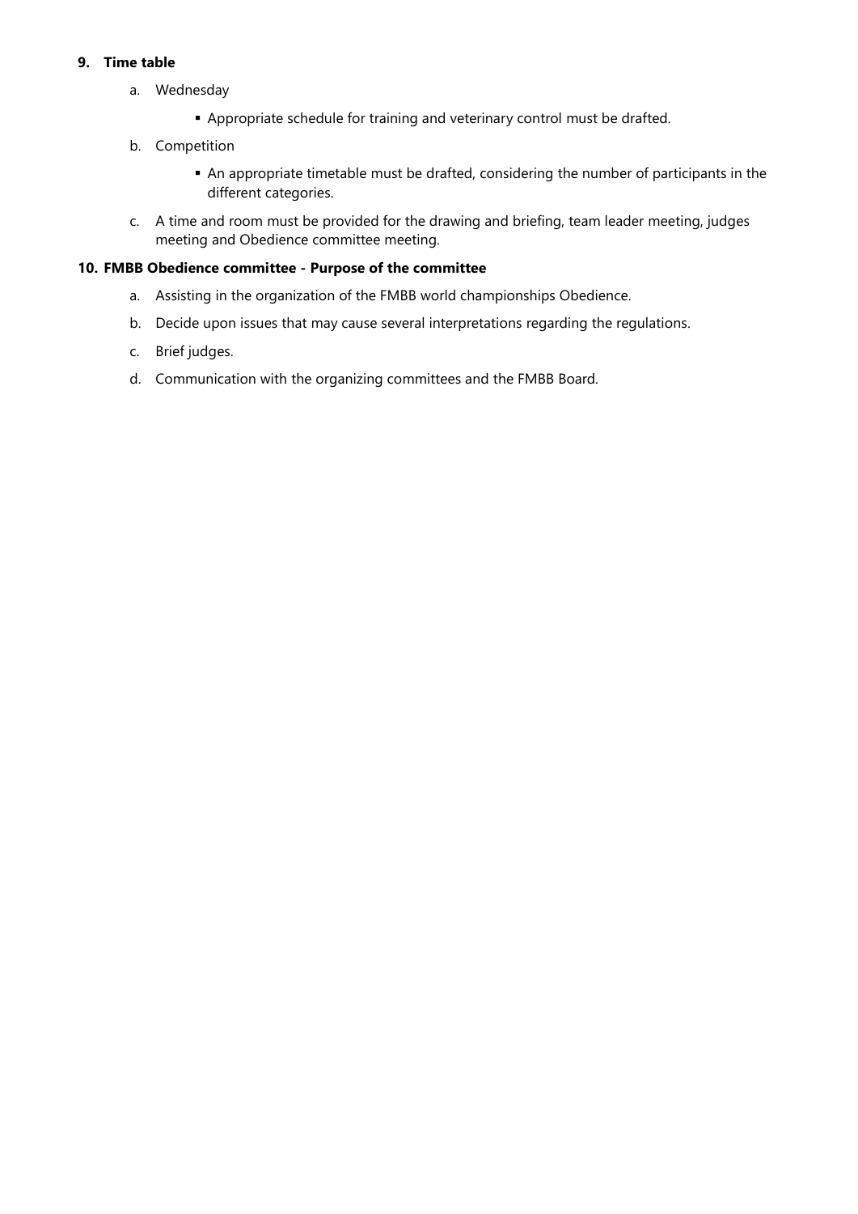**9. Time table**

a. Wednesday

- Appropriate schedule for training and veterinary control must be drafted.

b. Competition

- An appropriate timetable must be drafted, considering the number of participants in the different categories.

c. A time and room must be provided for the drawing and briefing, team leader meeting, judges meeting and Obedience committee meeting.

**10. FMBB Obedience committee - Purpose of the committee**

a. Assisting in the organization of the FMBB world championships Obedience.

b. Decide upon issues that may cause several interpretations regarding the regulations.

c. Brief judges.

d. Communication with the organizing committees and the FMBB Board.